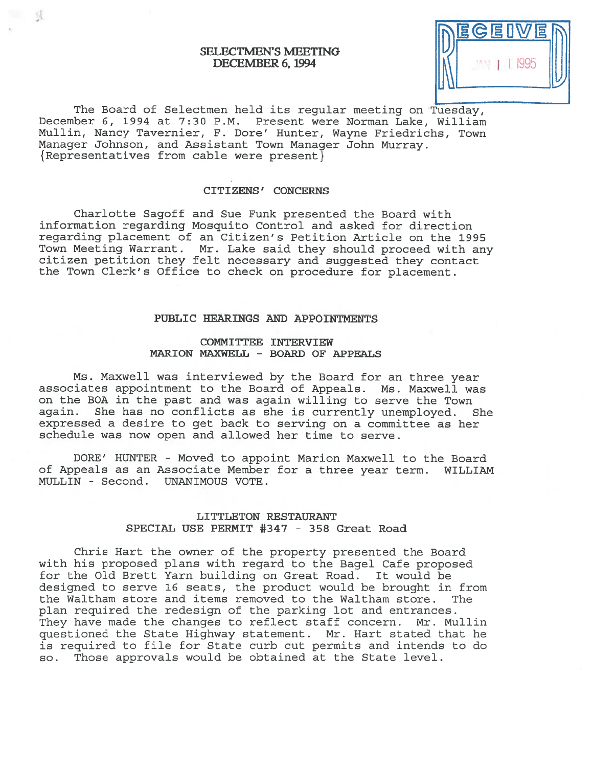# SELECTMEN'S MEETING
## DECEMBER 6, 1994

RECEIVED JAN 11 1995

The Board of Selectmen held its regular meeting on Tuesday, December 6, 1994 at 7:30 P.M. Present were Norman Lake, William Mullin, Nancy Tavernier, F. Dore' Hunter, Wayne Friedrichs, Town Manager Johnson, and Assistant Town Manager John Murray. {Representatives from cable were present}

### CITIZENS' CONCERNS

Charlotte Sagoff and Sue Funk presented the Board with information regarding Mosquito Control and asked for direction regarding placement of an Citizen's Petition Article on the 1995 Town Meeting Warrant. Mr. Lake said they should proceed with any citizen petition they felt necessary and suggested they contact the Town Clerk's Office to check on procedure for placement.

### PUBLIC HEARINGS AND APPOINTMENTS

#### COMMITTEE INTERVIEW
#### MARION MAXWELL - BOARD OF APPEALS

Ms. Maxwell was interviewed by the Board for an three year associates appointment to the Board of Appeals. Ms. Maxwell was on the BOA in the past and was again willing to serve the Town again. She has no conflicts as she is currently unemployed. She expressed a desire to get back to serving on a committee as her schedule was now open and allowed her time to serve.

DORE' HUNTER - Moved to appoint Marion Maxwell to the Board of Appeals as an Associate Member for a three year term. WILLIAM MULLIN - Second. UNANIMOUS VOTE.

#### LITTLETON RESTAURANT
#### SPECIAL USE PERMIT #347 - 358 Great Road

Chris Hart the owner of the property presented the Board with his proposed plans with regard to the Bagel Cafe proposed for the Old Brett Yarn building on Great Road. It would be designed to serve 16 seats, the product would be brought in from the Waltham store and items removed to the Waltham store. The plan required the redesign of the parking lot and entrances. They have made the changes to reflect staff concern. Mr. Mullin questioned the State Highway statement. Mr. Hart stated that he is required to file for State curb cut permits and intends to do so. Those approvals would be obtained at the State level.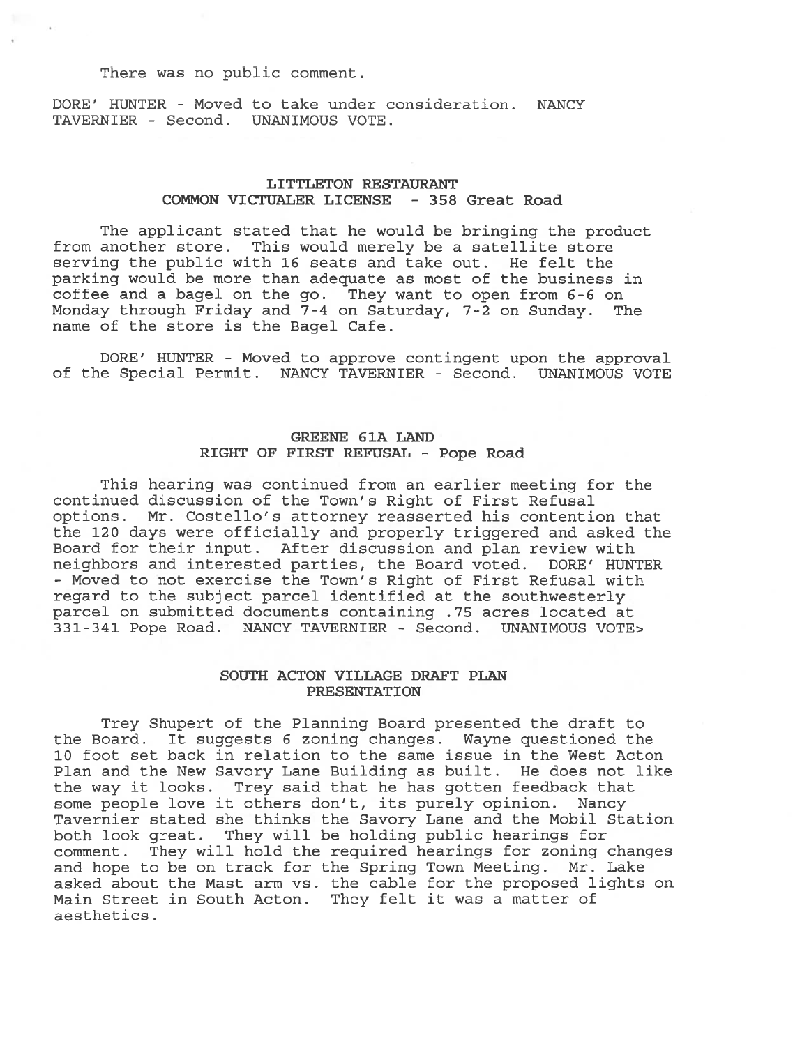There was no public comment.

DORE' HUNTER - Moved to take under consideration. NANCY TAVERNIER - Second. UNANIMOUS VOTE.

## LITTLETON RESTAURANT
## COMMON VICTUALER LICENSE - 358 Great Road

The applicant stated that he would be bringing the product from another store. This would merely be a satellite store serving the public with 16 seats and take out. He felt the parking would be more than adequate as most of the business in coffee and a bagel on the go. They want to open from 6-6 on Monday through Friday and 7-4 on Saturday, 7-2 on Sunday. The name of the store is the Bagel Cafe.

DORE' HUNTER - Moved to approve contingent upon the approval of the Special Permit. NANCY TAVERNIER - Second. UNANIMOUS VOTE

## GREENE 61A LAND
## RIGHT OF FIRST REFUSAL - Pope Road

This hearing was continued from an earlier meeting for the continued discussion of the Town's Right of First Refusal options. Mr. Costello's attorney reasserted his contention that the 120 days were officially and properly triggered and asked the Board for their input. After discussion and plan review with neighbors and interested parties, the Board voted. DORE' HUNTER - Moved to not exercise the Town's Right of First Refusal with regard to the subject parcel identified at the southwesterly parcel on submitted documents containing .75 acres located at 331-341 Pope Road. NANCY TAVERNIER - Second. UNANIMOUS VOTE>

## SOUTH ACTON VILLAGE DRAFT PLAN
## PRESENTATION

Trey Shupert of the Planning Board presented the draft to the Board. It suggests 6 zoning changes. Wayne questioned the 10 foot set back in relation to the same issue in the West Acton Plan and the New Savory Lane Building as built. He does not like the way it looks. Trey said that he has gotten feedback that some people love it others don't, its purely opinion. Nancy Tavernier stated she thinks the Savory Lane and the Mobil Station both look great. They will be holding public hearings for comment. They will hold the required hearings for zoning changes and hope to be on track for the Spring Town Meeting. Mr. Lake asked about the Mast arm vs. the cable for the proposed lights on Main Street in South Acton. They felt it was a matter of aesthetics.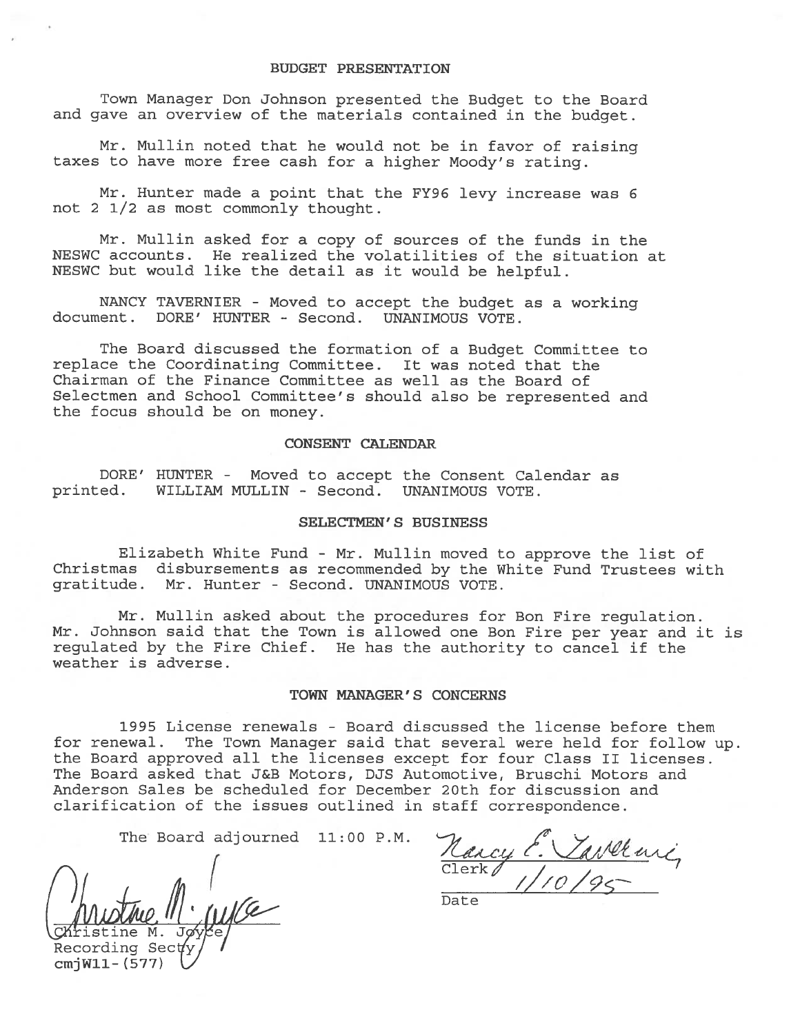## BUDGET PRESENTATION

Town Manager Don Johnson presented the Budget to the Board and gave an overview of the materials contained in the budget.

Mr. Mullin noted that he would not be in favor of raising taxes to have more free cash for a higher Moody's rating.

Mr. Hunter made a point that the FY96 levy increase was 6 not 2 1/2 as most commonly thought.

Mr. Mullin asked for a copy of sources of the funds in the NESWC accounts. He realized the volatilities of the situation at NESWC but would like the detail as it would be helpful.

NANCY TAVERNIER - Moved to accept the budget as a working document. DORE' HUNTER - Second. UNANIMOUS VOTE.

The Board discussed the formation of a Budget Committee to replace the Coordinating Committee. It was noted that the Chairman of the Finance Committee as well as the Board of Selectmen and School Committee's should also be represented and the focus should be on money.

## CONSENT CALENDAR

DORE' HUNTER - Moved to accept the Consent Calendar as printed. WILLIAM MULLIN - Second. UNANIMOUS VOTE.

## SELECTMEN'S BUSINESS

Elizabeth White Fund - Mr. Mullin moved to approve the list of Christmas disbursements as recommended by the White Fund Trustees with gratitude. Mr. Hunter - Second. UNANIMOUS VOTE.

Mr. Mullin asked about the procedures for Bon Fire regulation. Mr. Johnson said that the Town is allowed one Bon Fire per year and it is regulated by the Fire Chief. He has the authority to cancel if the weather is adverse.

## TOWN MANAGER'S CONCERNS

1995 License renewals - Board discussed the license before them for renewal. The Town Manager said that several were held for follow up. the Board approved all the licenses except for four Class II licenses. The Board asked that J&B Motors, DJS Automotive, Bruschi Motors and Anderson Sales be scheduled for December 20th for discussion and clarification of the issues outlined in staff correspondence.

The Board adjourned 11:00 P.M.

Christine M. Joyce
Recording Secty
cmjW11-(577)

Nancy E. Tavernier
Clerk

1/10/95
Date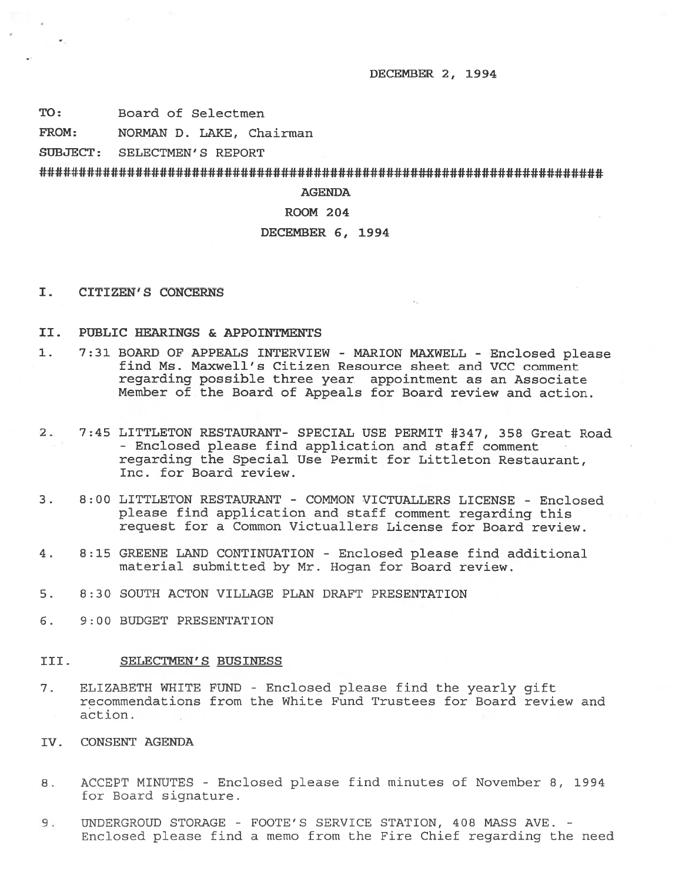DECEMBER 2, 1994

TO: Board of Selectmen

FROM: NORMAN D. LAKE, Chairman

SUBJECT: SELECTMEN'S REPORT

###########################################################################

AGENDA

ROOM 204

DECEMBER 6, 1994

I. CITIZEN'S CONCERNS

II. PUBLIC HEARINGS & APPOINTMENTS

1. 7:31 BOARD OF APPEALS INTERVIEW - MARION MAXWELL - Enclosed please find Ms. Maxwell's Citizen Resource sheet and VCC comment regarding possible three year appointment as an Associate Member of the Board of Appeals for Board review and action.

2. 7:45 LITTLETON RESTAURANT- SPECIAL USE PERMIT #347, 358 Great Road - Enclosed please find application and staff comment regarding the Special Use Permit for Littleton Restaurant, Inc. for Board review.

3. 8:00 LITTLETON RESTAURANT - COMMON VICTUALLERS LICENSE - Enclosed please find application and staff comment regarding this request for a Common Victuallers License for Board review.

4. 8:15 GREENE LAND CONTINUATION - Enclosed please find additional material submitted by Mr. Hogan for Board review.

5. 8:30 SOUTH ACTON VILLAGE PLAN DRAFT PRESENTATION

6. 9:00 BUDGET PRESENTATION

III. SELECTMEN'S BUSINESS

7. ELIZABETH WHITE FUND - Enclosed please find the yearly gift recommendations from the White Fund Trustees for Board review and action.

IV. CONSENT AGENDA

8. ACCEPT MINUTES - Enclosed please find minutes of November 8, 1994 for Board signature.

9. UNDERGROUD STORAGE - FOOTE'S SERVICE STATION, 408 MASS AVE. - Enclosed please find a memo from the Fire Chief regarding the need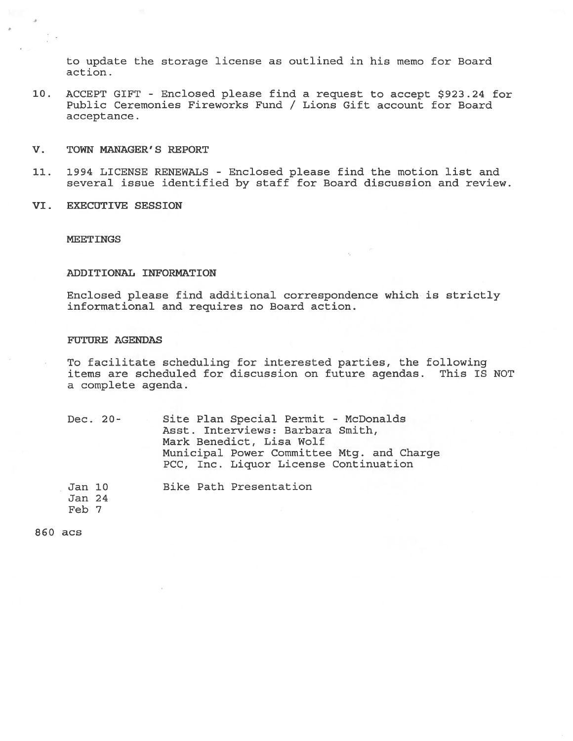to update the storage license as outlined in his memo for Board action.

10. ACCEPT GIFT - Enclosed please find a request to accept $923.24 for Public Ceremonies Fireworks Fund / Lions Gift account for Board acceptance.

## V. TOWN MANAGER'S REPORT

11. 1994 LICENSE RENEWALS - Enclosed please find the motion list and several issue identified by staff for Board discussion and review.

## VI. EXECUTIVE SESSION

### MEETINGS

### ADDITIONAL INFORMATION

Enclosed please find additional correspondence which is strictly informational and requires no Board action.

### FUTURE AGENDAS

To facilitate scheduling for interested parties, the following items are scheduled for discussion on future agendas. This IS NOT a complete agenda.

| | |
|---|---|
| Dec. 20- | Site Plan Special Permit - McDonalds<br>Asst. Interviews: Barbara Smith, Mark Benedict, Lisa Wolf<br>Municipal Power Committee Mtg. and Charge<br>PCC, Inc. Liquor License Continuation |
| Jan 10 | Bike Path Presentation |
| Jan 24 | |
| Feb 7 | |

860 acs